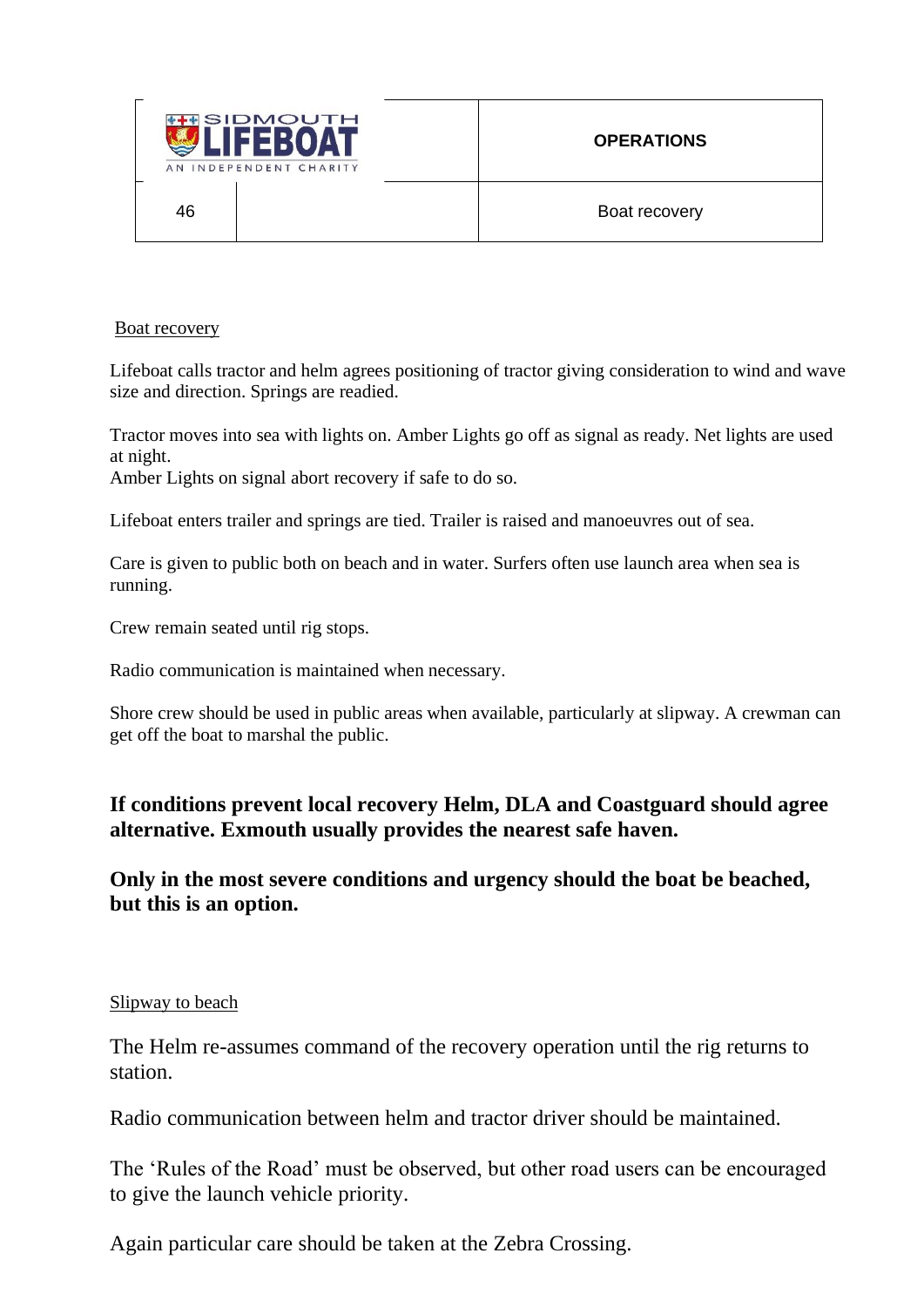| SIDMOUTH LIFEBOAT AN INDEPENDENT CHARITY | | OPERATIONS |
|---|---|---|
| 46 | | Boat recovery |

## Boat recovery

Lifeboat calls tractor and helm agrees positioning of tractor giving consideration to wind and wave size and direction. Springs are readied.

Tractor moves into sea with lights on. Amber Lights go off as signal as ready. Net lights are used at night.
Amber Lights on signal abort recovery if safe to do so.

Lifeboat enters trailer and springs are tied. Trailer is raised and manoeuvres out of sea.

Care is given to public both on beach and in water. Surfers often use launch area when sea is running.

Crew remain seated until rig stops.

Radio communication is maintained when necessary.

Shore crew should be used in public areas when available, particularly at slipway. A crewman can get off the boat to marshal the public.

**If conditions prevent local recovery Helm, DLA and Coastguard should agree alternative. Exmouth usually provides the nearest safe haven.**

**Only in the most severe conditions and urgency should the boat be beached, but this is an option.**

## Slipway to beach

The Helm re-assumes command of the recovery operation until the rig returns to station.

Radio communication between helm and tractor driver should be maintained.

The 'Rules of the Road' must be observed, but other road users can be encouraged to give the launch vehicle priority.

Again particular care should be taken at the Zebra Crossing.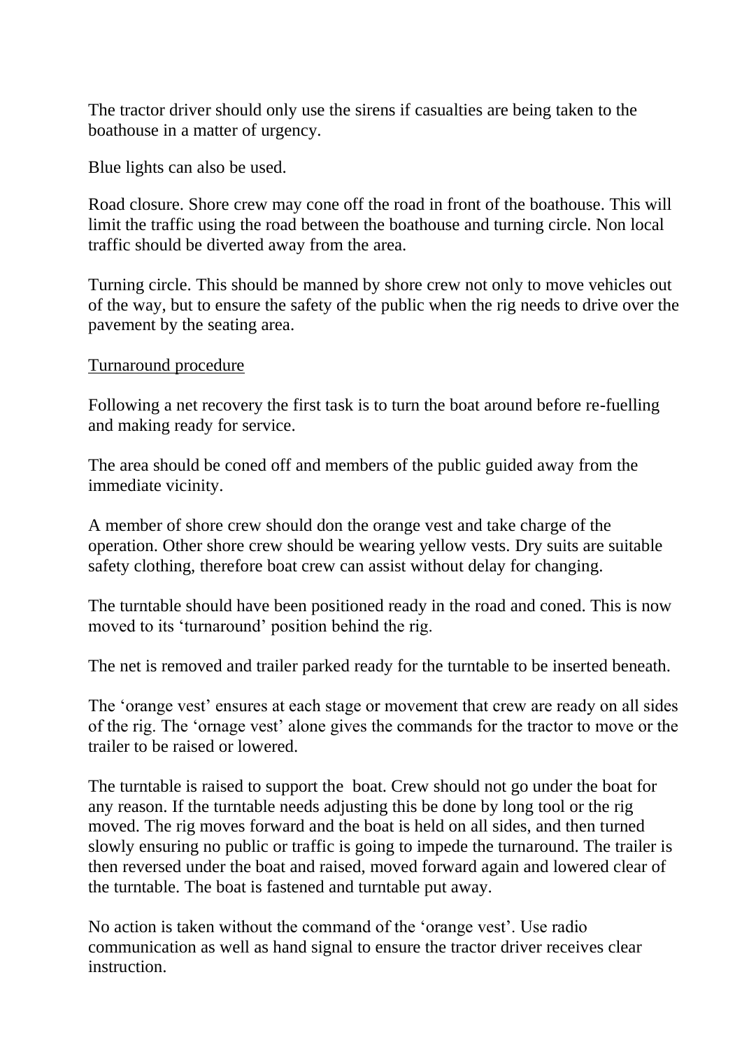The tractor driver should only use the sirens if casualties are being taken to the boathouse in a matter of urgency.

Blue lights can also be used.

Road closure. Shore crew may cone off the road in front of the boathouse. This will limit the traffic using the road between the boathouse and turning circle. Non local traffic should be diverted away from the area.

Turning circle. This should be manned by shore crew not only to move vehicles out of the way, but to ensure the safety of the public when the rig needs to drive over the pavement by the seating area.

<u>Turnaround procedure</u>

Following a net recovery the first task is to turn the boat around before re-fuelling and making ready for service.

The area should be coned off and members of the public guided away from the immediate vicinity.

A member of shore crew should don the orange vest and take charge of the operation. Other shore crew should be wearing yellow vests. Dry suits are suitable safety clothing, therefore boat crew can assist without delay for changing.

The turntable should have been positioned ready in the road and coned. This is now moved to its 'turnaround' position behind the rig.

The net is removed and trailer parked ready for the turntable to be inserted beneath.

The 'orange vest' ensures at each stage or movement that crew are ready on all sides of the rig. The 'ornage vest' alone gives the commands for the tractor to move or the trailer to be raised or lowered.

The turntable is raised to support the boat. Crew should not go under the boat for any reason. If the turntable needs adjusting this be done by long tool or the rig moved. The rig moves forward and the boat is held on all sides, and then turned slowly ensuring no public or traffic is going to impede the turnaround. The trailer is then reversed under the boat and raised, moved forward again and lowered clear of the turntable. The boat is fastened and turntable put away.

No action is taken without the command of the 'orange vest'. Use radio communication as well as hand signal to ensure the tractor driver receives clear instruction.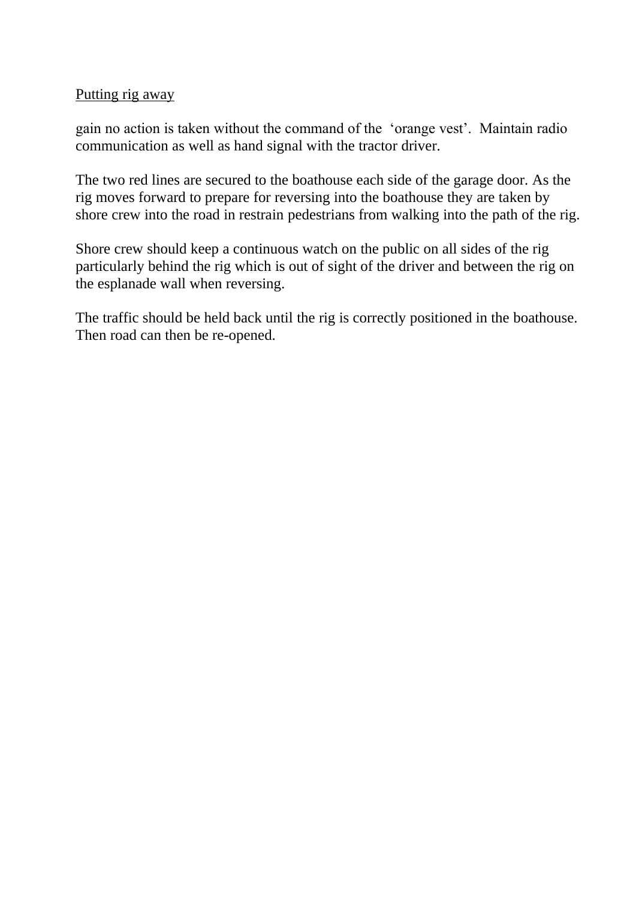<u>Putting rig away</u>

gain no action is taken without the command of the 'orange vest'. Maintain radio communication as well as hand signal with the tractor driver.

The two red lines are secured to the boathouse each side of the garage door. As the rig moves forward to prepare for reversing into the boathouse they are taken by shore crew into the road in restrain pedestrians from walking into the path of the rig.

Shore crew should keep a continuous watch on the public on all sides of the rig particularly behind the rig which is out of sight of the driver and between the rig on the esplanade wall when reversing.

The traffic should be held back until the rig is correctly positioned in the boathouse. Then road can then be re-opened.